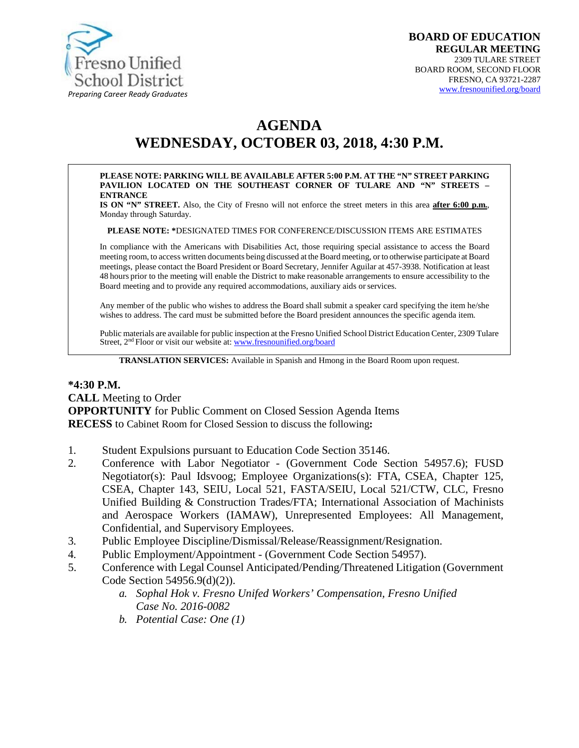Fresno Unified School District
*Preparing Career Ready Graduates*

**BOARD OF EDUCATION**
**REGULAR MEETING**
2309 TULARE STREET
BOARD ROOM, SECOND FLOOR
FRESNO, CA 93721-2287
www.fresnounified.org/board

# AGENDA
# WEDNESDAY, OCTOBER 03, 2018, 4:30 P.M.

**PLEASE NOTE: PARKING WILL BE AVAILABLE AFTER 5:00 P.M. AT THE "N" STREET PARKING PAVILION LOCATED ON THE SOUTHEAST CORNER OF TULARE AND "N" STREETS – ENTRANCE IS ON "N" STREET.** Also, the City of Fresno will not enforce the street meters in this area **after 6:00 p.m.**, Monday through Saturday.

**PLEASE NOTE: ***DESIGNATED TIMES FOR CONFERENCE/DISCUSSION ITEMS ARE ESTIMATES

In compliance with the Americans with Disabilities Act, those requiring special assistance to access the Board meeting room, to access written documents being discussed at the Board meeting, or to otherwise participate at Board meetings, please contact the Board President or Board Secretary, Jennifer Aguilar at 457-3938. Notification at least 48 hours prior to the meeting will enable the District to make reasonable arrangements to ensure accessibility to the Board meeting and to provide any required accommodations, auxiliary aids or services.

Any member of the public who wishes to address the Board shall submit a speaker card specifying the item he/she wishes to address. The card must be submitted before the Board president announces the specific agenda item.

Public materials are available for public inspection at the Fresno Unified School District Education Center, 2309 Tulare Street, 2nd Floor or visit our website at: www.fresnounified.org/board

**TRANSLATION SERVICES:** Available in Spanish and Hmong in the Board Room upon request.

**\*4:30 P.M.**
**CALL** Meeting to Order
**OPPORTUNITY** for Public Comment on Closed Session Agenda Items
**RECESS** to Cabinet Room for Closed Session to discuss the following**:**

1. Student Expulsions pursuant to Education Code Section 35146.
2. Conference with Labor Negotiator - (Government Code Section 54957.6); FUSD Negotiator(s): Paul Idsvoog; Employee Organizations(s): FTA, CSEA, Chapter 125, CSEA, Chapter 143, SEIU, Local 521, FASTA/SEIU, Local 521/CTW, CLC, Fresno Unified Building & Construction Trades/FTA; International Association of Machinists and Aerospace Workers (IAMAW), Unrepresented Employees: All Management, Confidential, and Supervisory Employees.
3. Public Employee Discipline/Dismissal/Release/Reassignment/Resignation.
4. Public Employment/Appointment - (Government Code Section 54957).
5. Conference with Legal Counsel Anticipated/Pending/Threatened Litigation (Government Code Section 54956.9(d)(2)).
   a. *Sophal Hok v. Fresno Unifed Workers' Compensation, Fresno Unified Case No. 2016-0082*
   b. *Potential Case: One (1)*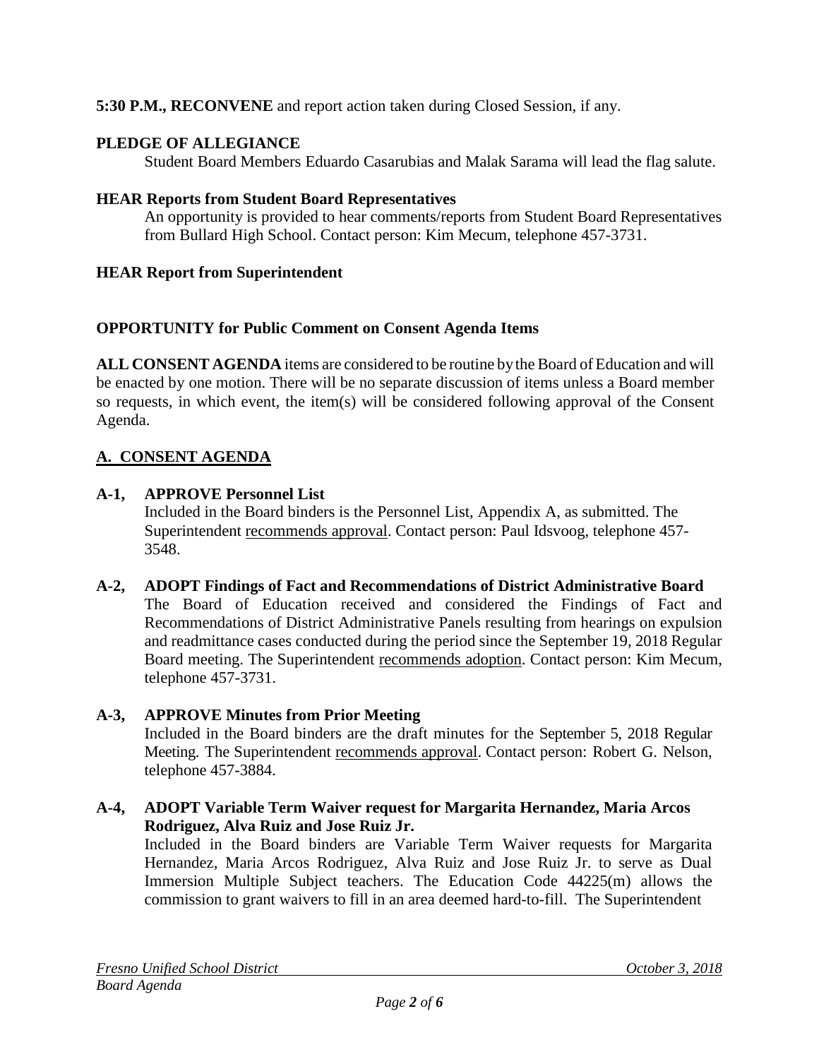**5:30 P.M., RECONVENE** and report action taken during Closed Session, if any.

**PLEDGE OF ALLEGIANCE**

Student Board Members Eduardo Casarubias and Malak Sarama will lead the flag salute.

**HEAR Reports from Student Board Representatives**

An opportunity is provided to hear comments/reports from Student Board Representatives from Bullard High School. Contact person: Kim Mecum, telephone 457-3731.

**HEAR Report from Superintendent**

**OPPORTUNITY for Public Comment on Consent Agenda Items**

**ALL CONSENT AGENDA** items are considered to be routine by the Board of Education and will be enacted by one motion. There will be no separate discussion of items unless a Board member so requests, in which event, the item(s) will be considered following approval of the Consent Agenda.

## A. CONSENT AGENDA

**A-1, APPROVE Personnel List**

Included in the Board binders is the Personnel List, Appendix A, as submitted. The Superintendent recommends approval. Contact person: Paul Idsvoog, telephone 457-3548.

**A-2, ADOPT Findings of Fact and Recommendations of District Administrative Board**

The Board of Education received and considered the Findings of Fact and Recommendations of District Administrative Panels resulting from hearings on expulsion and readmittance cases conducted during the period since the September 19, 2018 Regular Board meeting. The Superintendent recommends adoption. Contact person: Kim Mecum, telephone 457-3731.

**A-3, APPROVE Minutes from Prior Meeting**

Included in the Board binders are the draft minutes for the September 5, 2018 Regular Meeting. The Superintendent recommends approval. Contact person: Robert G. Nelson, telephone 457-3884.

**A-4, ADOPT Variable Term Waiver request for Margarita Hernandez, Maria Arcos Rodriguez, Alva Ruiz and Jose Ruiz Jr.**

Included in the Board binders are Variable Term Waiver requests for Margarita Hernandez, Maria Arcos Rodriguez, Alva Ruiz and Jose Ruiz Jr. to serve as Dual Immersion Multiple Subject teachers. The Education Code 44225(m) allows the commission to grant waivers to fill in an area deemed hard-to-fill. The Superintendent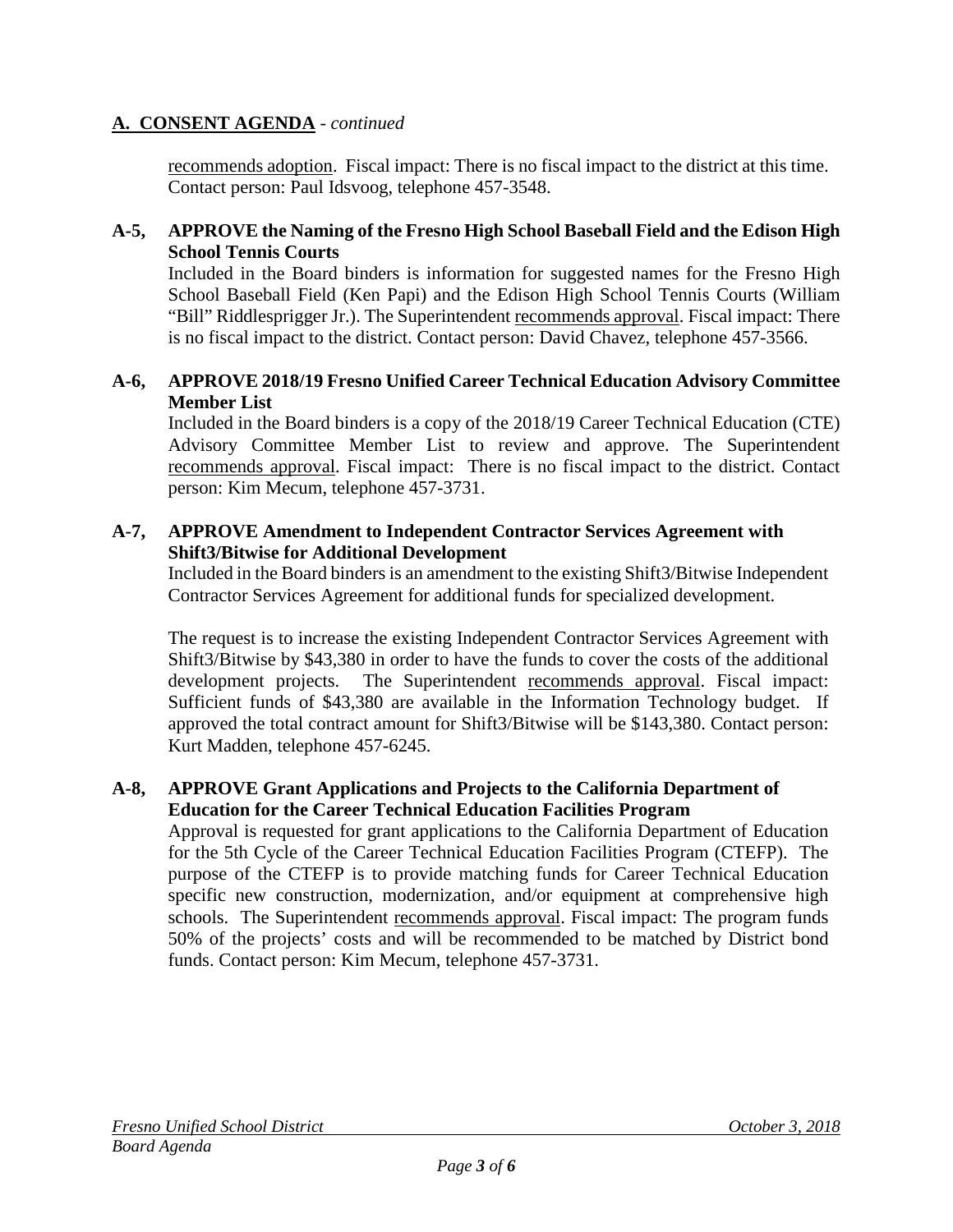## A. CONSENT AGENDA - *continued*

recommends adoption. Fiscal impact: There is no fiscal impact to the district at this time. Contact person: Paul Idsvoog, telephone 457-3548.

**A-5, APPROVE the Naming of the Fresno High School Baseball Field and the Edison High School Tennis Courts**

Included in the Board binders is information for suggested names for the Fresno High School Baseball Field (Ken Papi) and the Edison High School Tennis Courts (William "Bill" Riddlesprigger Jr.). The Superintendent recommends approval. Fiscal impact: There is no fiscal impact to the district. Contact person: David Chavez, telephone 457-3566.

**A-6, APPROVE 2018/19 Fresno Unified Career Technical Education Advisory Committee Member List**

Included in the Board binders is a copy of the 2018/19 Career Technical Education (CTE) Advisory Committee Member List to review and approve. The Superintendent recommends approval. Fiscal impact: There is no fiscal impact to the district. Contact person: Kim Mecum, telephone 457-3731.

**A-7, APPROVE Amendment to Independent Contractor Services Agreement with Shift3/Bitwise for Additional Development**

Included in the Board binders is an amendment to the existing Shift3/Bitwise Independent Contractor Services Agreement for additional funds for specialized development.

The request is to increase the existing Independent Contractor Services Agreement with Shift3/Bitwise by $43,380 in order to have the funds to cover the costs of the additional development projects. The Superintendent recommends approval. Fiscal impact: Sufficient funds of $43,380 are available in the Information Technology budget. If approved the total contract amount for Shift3/Bitwise will be $143,380. Contact person: Kurt Madden, telephone 457-6245.

**A-8, APPROVE Grant Applications and Projects to the California Department of Education for the Career Technical Education Facilities Program**

Approval is requested for grant applications to the California Department of Education for the 5th Cycle of the Career Technical Education Facilities Program (CTEFP). The purpose of the CTEFP is to provide matching funds for Career Technical Education specific new construction, modernization, and/or equipment at comprehensive high schools. The Superintendent recommends approval. Fiscal impact: The program funds 50% of the projects' costs and will be recommended to be matched by District bond funds. Contact person: Kim Mecum, telephone 457-3731.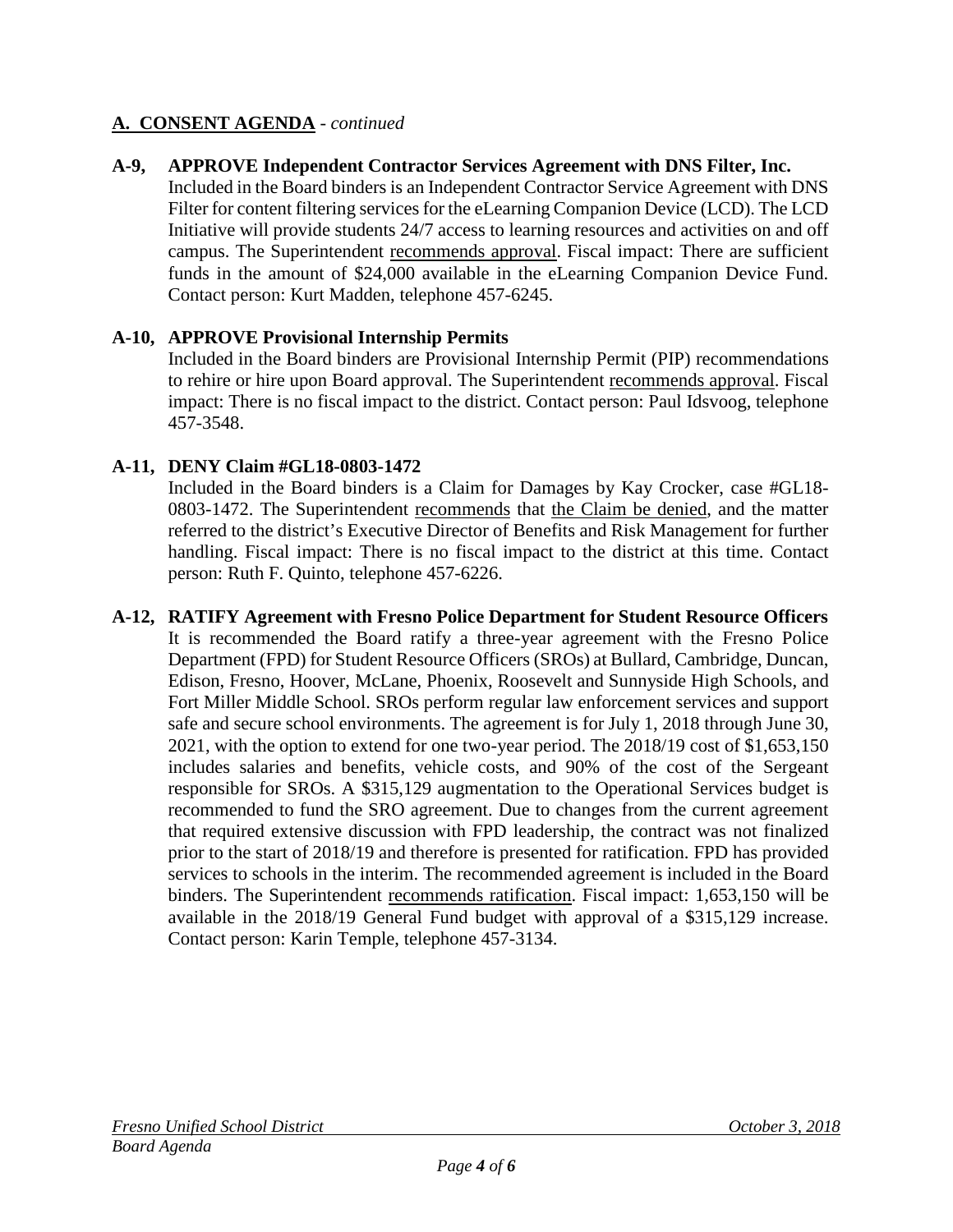## A. CONSENT AGENDA - *continued*

**A-9, APPROVE Independent Contractor Services Agreement with DNS Filter, Inc.**

Included in the Board binders is an Independent Contractor Service Agreement with DNS Filter for content filtering services for the eLearning Companion Device (LCD). The LCD Initiative will provide students 24/7 access to learning resources and activities on and off campus. The Superintendent recommends approval. Fiscal impact: There are sufficient funds in the amount of $24,000 available in the eLearning Companion Device Fund. Contact person: Kurt Madden, telephone 457-6245.

**A-10, APPROVE Provisional Internship Permits**

Included in the Board binders are Provisional Internship Permit (PIP) recommendations to rehire or hire upon Board approval. The Superintendent recommends approval. Fiscal impact: There is no fiscal impact to the district. Contact person: Paul Idsvoog, telephone 457-3548.

**A-11, DENY Claim #GL18-0803-1472**

Included in the Board binders is a Claim for Damages by Kay Crocker, case #GL18-0803-1472. The Superintendent recommends that the Claim be denied, and the matter referred to the district's Executive Director of Benefits and Risk Management for further handling. Fiscal impact: There is no fiscal impact to the district at this time. Contact person: Ruth F. Quinto, telephone 457-6226.

**A-12, RATIFY Agreement with Fresno Police Department for Student Resource Officers**

It is recommended the Board ratify a three-year agreement with the Fresno Police Department (FPD) for Student Resource Officers (SROs) at Bullard, Cambridge, Duncan, Edison, Fresno, Hoover, McLane, Phoenix, Roosevelt and Sunnyside High Schools, and Fort Miller Middle School. SROs perform regular law enforcement services and support safe and secure school environments. The agreement is for July 1, 2018 through June 30, 2021, with the option to extend for one two-year period. The 2018/19 cost of $1,653,150 includes salaries and benefits, vehicle costs, and 90% of the cost of the Sergeant responsible for SROs. A $315,129 augmentation to the Operational Services budget is recommended to fund the SRO agreement. Due to changes from the current agreement that required extensive discussion with FPD leadership, the contract was not finalized prior to the start of 2018/19 and therefore is presented for ratification. FPD has provided services to schools in the interim. The recommended agreement is included in the Board binders. The Superintendent recommends ratification. Fiscal impact: 1,653,150 will be available in the 2018/19 General Fund budget with approval of a $315,129 increase. Contact person: Karin Temple, telephone 457-3134.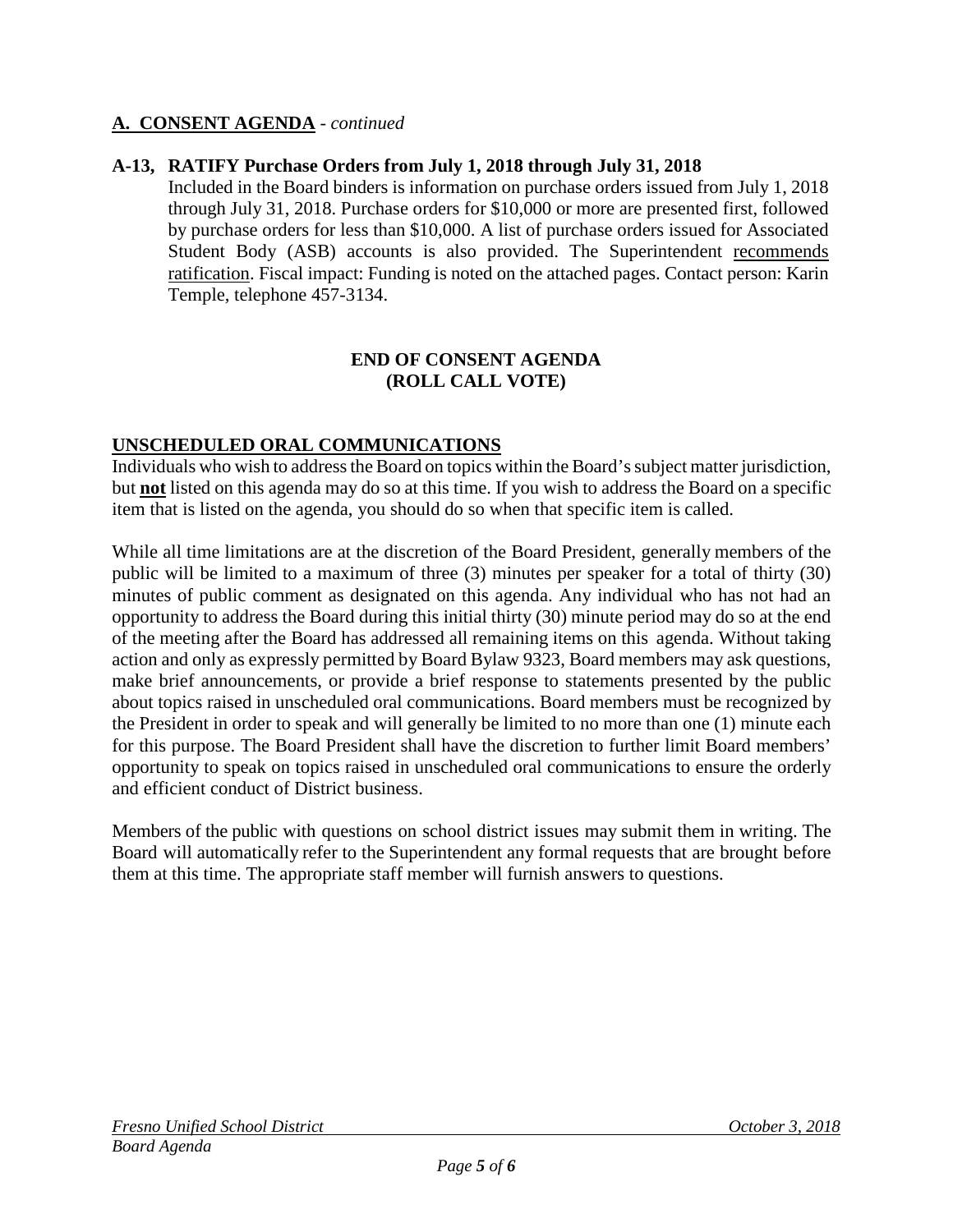## A. CONSENT AGENDA - *continued*

### A-13, RATIFY Purchase Orders from July 1, 2018 through July 31, 2018

Included in the Board binders is information on purchase orders issued from July 1, 2018 through July 31, 2018. Purchase orders for $10,000 or more are presented first, followed by purchase orders for less than $10,000. A list of purchase orders issued for Associated Student Body (ASB) accounts is also provided. The Superintendent recommends ratification. Fiscal impact: Funding is noted on the attached pages. Contact person: Karin Temple, telephone 457-3134.

**END OF CONSENT AGENDA**
**(ROLL CALL VOTE)**

## UNSCHEDULED ORAL COMMUNICATIONS

Individuals who wish to address the Board on topics within the Board's subject matter jurisdiction, but **not** listed on this agenda may do so at this time. If you wish to address the Board on a specific item that is listed on the agenda, you should do so when that specific item is called.

While all time limitations are at the discretion of the Board President, generally members of the public will be limited to a maximum of three (3) minutes per speaker for a total of thirty (30) minutes of public comment as designated on this agenda. Any individual who has not had an opportunity to address the Board during this initial thirty (30) minute period may do so at the end of the meeting after the Board has addressed all remaining items on this agenda. Without taking action and only as expressly permitted by Board Bylaw 9323, Board members may ask questions, make brief announcements, or provide a brief response to statements presented by the public about topics raised in unscheduled oral communications. Board members must be recognized by the President in order to speak and will generally be limited to no more than one (1) minute each for this purpose. The Board President shall have the discretion to further limit Board members' opportunity to speak on topics raised in unscheduled oral communications to ensure the orderly and efficient conduct of District business.

Members of the public with questions on school district issues may submit them in writing. The Board will automatically refer to the Superintendent any formal requests that are brought before them at this time. The appropriate staff member will furnish answers to questions.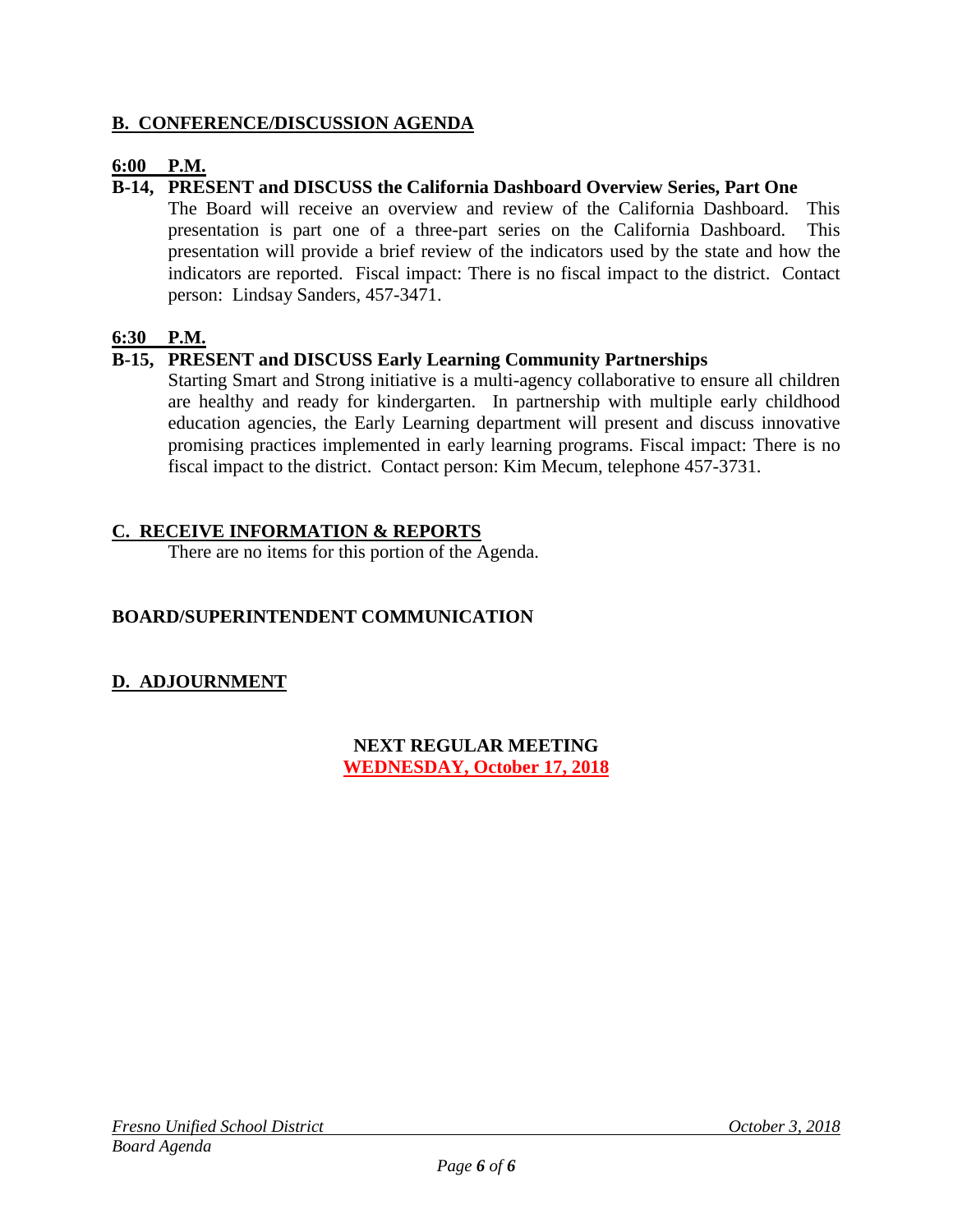## B. CONFERENCE/DISCUSSION AGENDA

**6:00 P.M.**

**B-14, PRESENT and DISCUSS the California Dashboard Overview Series, Part One**

The Board will receive an overview and review of the California Dashboard. This presentation is part one of a three-part series on the California Dashboard. This presentation will provide a brief review of the indicators used by the state and how the indicators are reported. Fiscal impact: There is no fiscal impact to the district. Contact person: Lindsay Sanders, 457-3471.

**6:30 P.M.**

**B-15, PRESENT and DISCUSS Early Learning Community Partnerships**

Starting Smart and Strong initiative is a multi-agency collaborative to ensure all children are healthy and ready for kindergarten. In partnership with multiple early childhood education agencies, the Early Learning department will present and discuss innovative promising practices implemented in early learning programs. Fiscal impact: There is no fiscal impact to the district. Contact person: Kim Mecum, telephone 457-3731.

## C. RECEIVE INFORMATION & REPORTS

There are no items for this portion of the Agenda.

## BOARD/SUPERINTENDENT COMMUNICATION

## D. ADJOURNMENT

**NEXT REGULAR MEETING**
**WEDNESDAY, October 17, 2018**